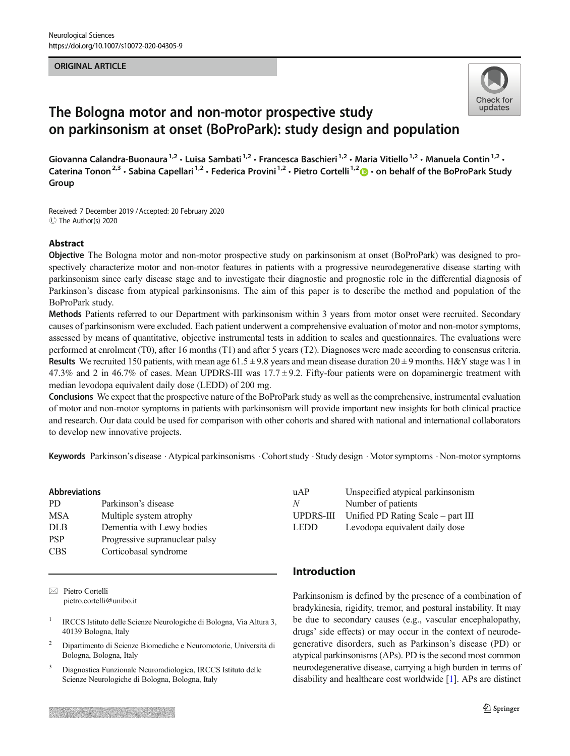Neurological Sciences
https://doi.org/10.1007/s10072-020-04305-9

ORIGINAL ARTICLE

# The Bologna motor and non-motor prospective study on parkinsonism at onset (BoProPark): study design and population

**Giovanna Calandra-Buonaura[1,2] · Luisa Sambati[1,2] · Francesca Baschieri[1,2] · Maria Vitiello[1,2] · Manuela Contin[1,2] · Caterina Tonon[2,3] · Sabina Capellari[1,2] · Federica Provini[1,2] · Pietro Cortelli[1,2] · on behalf of the BoProPark Study Group**

Received: 7 December 2019 / Accepted: 20 February 2020
© The Author(s) 2020

## Abstract

**Objective** The Bologna motor and non-motor prospective study on parkinsonism at onset (BoProPark) was designed to prospectively characterize motor and non-motor features in patients with a progressive neurodegenerative disease starting with parkinsonism since early disease stage and to investigate their diagnostic and prognostic role in the differential diagnosis of Parkinson's disease from atypical parkinsonisms. The aim of this paper is to describe the method and population of the BoProPark study.

**Methods** Patients referred to our Department with parkinsonism within 3 years from motor onset were recruited. Secondary causes of parkinsonism were excluded. Each patient underwent a comprehensive evaluation of motor and non-motor symptoms, assessed by means of quantitative, objective instrumental tests in addition to scales and questionnaires. The evaluations were performed at enrolment (T0), after 16 months (T1) and after 5 years (T2). Diagnoses were made according to consensus criteria.

**Results** We recruited 150 patients, with mean age 61.5 ± 9.8 years and mean disease duration 20 ± 9 months. H&Y stage was 1 in 47.3% and 2 in 46.7% of cases. Mean UPDRS-III was 17.7 ± 9.2. Fifty-four patients were on dopaminergic treatment with median levodopa equivalent daily dose (LEDD) of 200 mg.

**Conclusions** We expect that the prospective nature of the BoProPark study as well as the comprehensive, instrumental evaluation of motor and non-motor symptoms in patients with parkinsonism will provide important new insights for both clinical practice and research. Our data could be used for comparison with other cohorts and shared with national and international collaborators to develop new innovative projects.

**Keywords** Parkinson's disease · Atypical parkinsonisms · Cohort study · Study design · Motor symptoms · Non-motor symptoms

**Abbreviations**

| | |
|---|---|
| PD | Parkinson's disease |
| MSA | Multiple system atrophy |
| DLB | Dementia with Lewy bodies |
| PSP | Progressive supranuclear palsy |
| CBS | Corticobasal syndrome |
| uAP | Unspecified atypical parkinsonism |
| *N* | Number of patients |
| UPDRS-III | Unified PD Rating Scale – part III |
| LEDD | Levodopa equivalent daily dose |

✉ Pietro Cortelli
pietro.cortelli@unibo.it

[1] IRCCS Istituto delle Scienze Neurologiche di Bologna, Via Altura 3, 40139 Bologna, Italy

[2] Dipartimento di Scienze Biomediche e Neuromotorie, Università di Bologna, Bologna, Italy

[3] Diagnostica Funzionale Neuroradiologica, IRCCS Istituto delle Scienze Neurologiche di Bologna, Bologna, Italy

## Introduction

Parkinsonism is defined by the presence of a combination of bradykinesia, rigidity, tremor, and postural instability. It may be due to secondary causes (e.g., vascular encephalopathy, drugs' side effects) or may occur in the context of neurodegenerative disorders, such as Parkinson's disease (PD) or atypical parkinsonisms (APs). PD is the second most common neurodegenerative disease, carrying a high burden in terms of disability and healthcare cost worldwide [1]. APs are distinct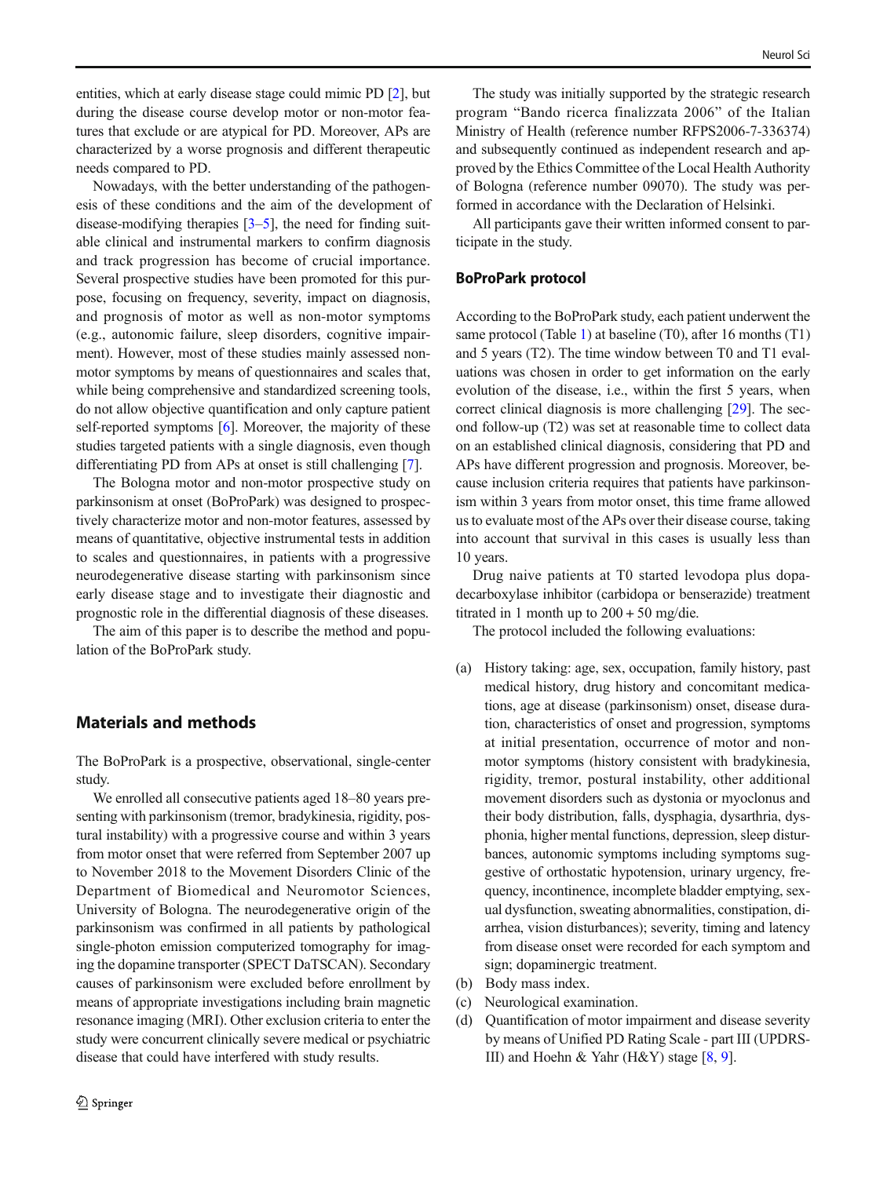entities, which at early disease stage could mimic PD [2], but during the disease course develop motor or non-motor features that exclude or are atypical for PD. Moreover, APs are characterized by a worse prognosis and different therapeutic needs compared to PD.

Nowadays, with the better understanding of the pathogenesis of these conditions and the aim of the development of disease-modifying therapies [3–5], the need for finding suitable clinical and instrumental markers to confirm diagnosis and track progression has become of crucial importance. Several prospective studies have been promoted for this purpose, focusing on frequency, severity, impact on diagnosis, and prognosis of motor as well as non-motor symptoms (e.g., autonomic failure, sleep disorders, cognitive impairment). However, most of these studies mainly assessed non-motor symptoms by means of questionnaires and scales that, while being comprehensive and standardized screening tools, do not allow objective quantification and only capture patient self-reported symptoms [6]. Moreover, the majority of these studies targeted patients with a single diagnosis, even though differentiating PD from APs at onset is still challenging [7].

The Bologna motor and non-motor prospective study on parkinsonism at onset (BoProPark) was designed to prospectively characterize motor and non-motor features, assessed by means of quantitative, objective instrumental tests in addition to scales and questionnaires, in patients with a progressive neurodegenerative disease starting with parkinsonism since early disease stage and to investigate their diagnostic and prognostic role in the differential diagnosis of these diseases.

The aim of this paper is to describe the method and population of the BoProPark study.

## Materials and methods

The BoProPark is a prospective, observational, single-center study.

We enrolled all consecutive patients aged 18–80 years presenting with parkinsonism (tremor, bradykinesia, rigidity, postural instability) with a progressive course and within 3 years from motor onset that were referred from September 2007 up to November 2018 to the Movement Disorders Clinic of the Department of Biomedical and Neuromotor Sciences, University of Bologna. The neurodegenerative origin of the parkinsonism was confirmed in all patients by pathological single-photon emission computerized tomography for imaging the dopamine transporter (SPECT DaTSCAN). Secondary causes of parkinsonism were excluded before enrollment by means of appropriate investigations including brain magnetic resonance imaging (MRI). Other exclusion criteria to enter the study were concurrent clinically severe medical or psychiatric disease that could have interfered with study results.

The study was initially supported by the strategic research program "Bando ricerca finalizzata 2006" of the Italian Ministry of Health (reference number RFPS2006-7-336374) and subsequently continued as independent research and approved by the Ethics Committee of the Local Health Authority of Bologna (reference number 09070). The study was performed in accordance with the Declaration of Helsinki.

All participants gave their written informed consent to participate in the study.

### BoProPark protocol

According to the BoProPark study, each patient underwent the same protocol (Table 1) at baseline (T0), after 16 months (T1) and 5 years (T2). The time window between T0 and T1 evaluations was chosen in order to get information on the early evolution of the disease, i.e., within the first 5 years, when correct clinical diagnosis is more challenging [29]. The second follow-up (T2) was set at reasonable time to collect data on an established clinical diagnosis, considering that PD and APs have different progression and prognosis. Moreover, because inclusion criteria requires that patients have parkinsonism within 3 years from motor onset, this time frame allowed us to evaluate most of the APs over their disease course, taking into account that survival in this cases is usually less than 10 years.

Drug naive patients at T0 started levodopa plus dopa-decarboxylase inhibitor (carbidopa or benserazide) treatment titrated in 1 month up to 200 + 50 mg/die.

The protocol included the following evaluations:

(a) History taking: age, sex, occupation, family history, past medical history, drug history and concomitant medications, age at disease (parkinsonism) onset, disease duration, characteristics of onset and progression, symptoms at initial presentation, occurrence of motor and non-motor symptoms (history consistent with bradykinesia, rigidity, tremor, postural instability, other additional movement disorders such as dystonia or myoclonus and their body distribution, falls, dysphagia, dysarthria, dysphonia, higher mental functions, depression, sleep disturbances, autonomic symptoms including symptoms suggestive of orthostatic hypotension, urinary urgency, frequency, incontinence, incomplete bladder emptying, sexual dysfunction, sweating abnormalities, constipation, diarrhea, vision disturbances); severity, timing and latency from disease onset were recorded for each symptom and sign; dopaminergic treatment.
(b) Body mass index.
(c) Neurological examination.
(d) Quantification of motor impairment and disease severity by means of Unified PD Rating Scale - part III (UPDRS-III) and Hoehn & Yahr (H&Y) stage [8, 9].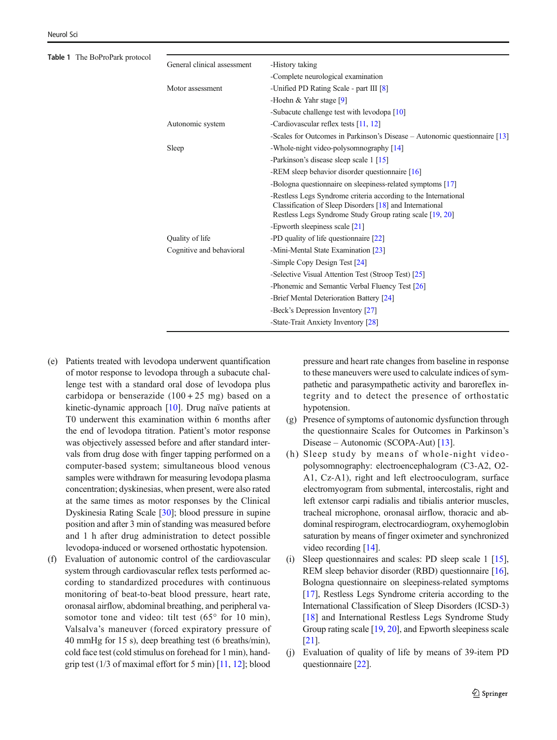**Table 1** The BoProPark protocol

| | |
|---|---|
| General clinical assessment | -History taking |
| | -Complete neurological examination |
| Motor assessment | -Unified PD Rating Scale - part III [8] |
| | -Hoehn & Yahr stage [9] |
| | -Subacute challenge test with levodopa [10] |
| Autonomic system | -Cardiovascular reflex tests [11, 12] |
| | -Scales for Outcomes in Parkinson's Disease – Autonomic questionnaire [13] |
| Sleep | -Whole-night video-polysomnography [14] |
| | -Parkinson's disease sleep scale 1 [15] |
| | -REM sleep behavior disorder questionnaire [16] |
| | -Bologna questionnaire on sleepiness-related symptoms [17] |
| | -Restless Legs Syndrome criteria according to the International Classification of Sleep Disorders [18] and International Restless Legs Syndrome Study Group rating scale [19, 20] |
| | -Epworth sleepiness scale [21] |
| Quality of life | -PD quality of life questionnaire [22] |
| Cognitive and behavioral | -Mini-Mental State Examination [23] |
| | -Simple Copy Design Test [24] |
| | -Selective Visual Attention Test (Stroop Test) [25] |
| | -Phonemic and Semantic Verbal Fluency Test [26] |
| | -Brief Mental Deterioration Battery [24] |
| | -Beck's Depression Inventory [27] |
| | -State-Trait Anxiety Inventory [28] |

(e) Patients treated with levodopa underwent quantification of motor response to levodopa through a subacute challenge test with a standard oral dose of levodopa plus carbidopa or benserazide (100 + 25 mg) based on a kinetic-dynamic approach [10]. Drug naïve patients at T0 underwent this examination within 6 months after the end of levodopa titration. Patient's motor response was objectively assessed before and after standard intervals from drug dose with finger tapping performed on a computer-based system; simultaneous blood venous samples were withdrawn for measuring levodopa plasma concentration; dyskinesias, when present, were also rated at the same times as motor responses by the Clinical Dyskinesia Rating Scale [30]; blood pressure in supine position and after 3 min of standing was measured before and 1 h after drug administration to detect possible levodopa-induced or worsened orthostatic hypotension.

(f) Evaluation of autonomic control of the cardiovascular system through cardiovascular reflex tests performed according to standardized procedures with continuous monitoring of beat-to-beat blood pressure, heart rate, oronasal airflow, abdominal breathing, and peripheral vasomotor tone and video: tilt test (65° for 10 min), Valsalva's maneuver (forced expiratory pressure of 40 mmHg for 15 s), deep breathing test (6 breaths/min), cold face test (cold stimulus on forehead for 1 min), handgrip test (1/3 of maximal effort for 5 min) [11, 12]; blood pressure and heart rate changes from baseline in response to these maneuvers were used to calculate indices of sympathetic and parasympathetic activity and baroreflex integrity and to detect the presence of orthostatic hypotension.

(g) Presence of symptoms of autonomic dysfunction through the questionnaire Scales for Outcomes in Parkinson's Disease – Autonomic (SCOPA-Aut) [13].

(h) Sleep study by means of whole-night video-polysomnography: electroencephalogram (C3-A2, O2-A1, Cz-A1), right and left electrooculogram, surface electromyogram from submental, intercostalis, right and left extensor carpi radialis and tibialis anterior muscles, tracheal microphone, oronasal airflow, thoracic and abdominal respirogram, electrocardiogram, oxyhemoglobin saturation by means of finger oximeter and synchronized video recording [14].

(i) Sleep questionnaires and scales: PD sleep scale 1 [15], REM sleep behavior disorder (RBD) questionnaire [16], Bologna questionnaire on sleepiness-related symptoms [17], Restless Legs Syndrome criteria according to the International Classification of Sleep Disorders (ICSD-3) [18] and International Restless Legs Syndrome Study Group rating scale [19, 20], and Epworth sleepiness scale [21].

(j) Evaluation of quality of life by means of 39-item PD questionnaire [22].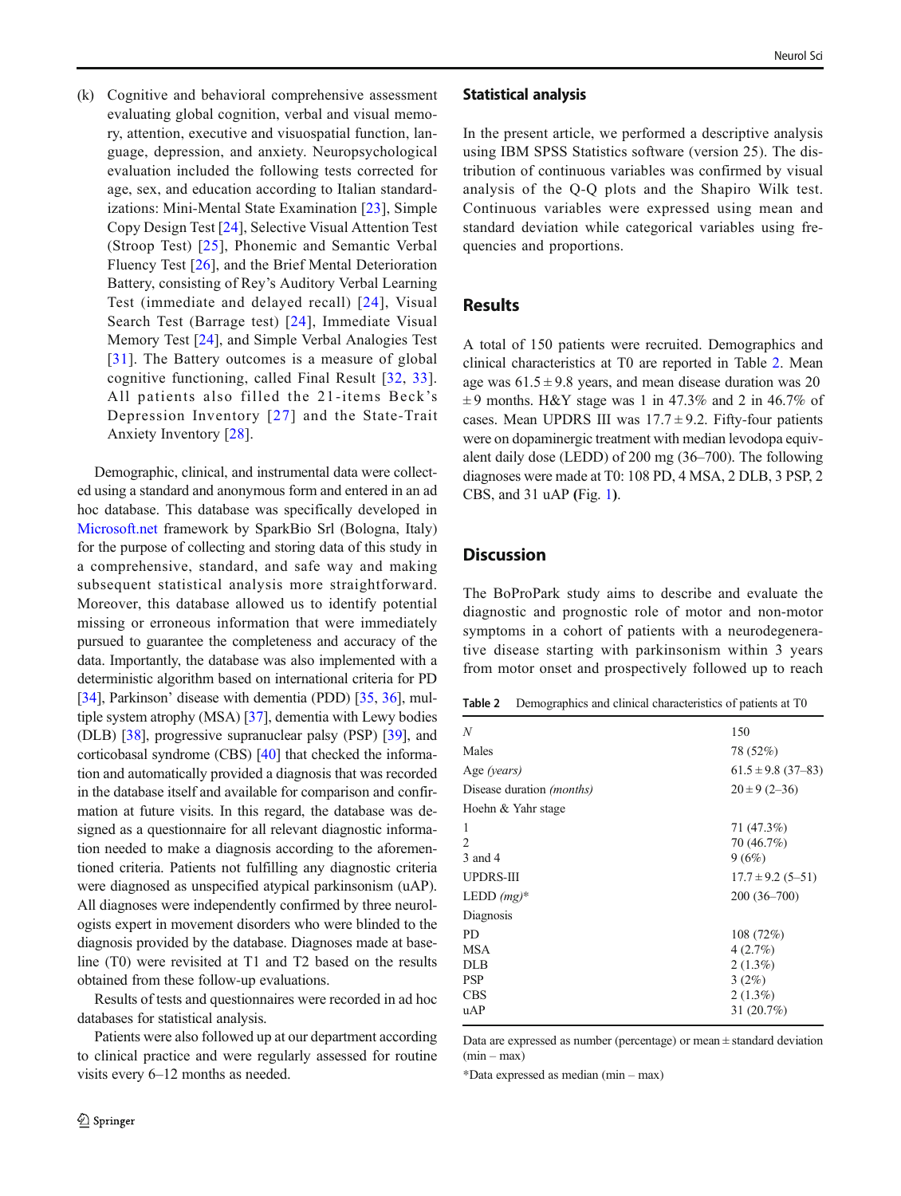(k) Cognitive and behavioral comprehensive assessment evaluating global cognition, verbal and visual memory, attention, executive and visuospatial function, language, depression, and anxiety. Neuropsychological evaluation included the following tests corrected for age, sex, and education according to Italian standardizations: Mini-Mental State Examination [23], Simple Copy Design Test [24], Selective Visual Attention Test (Stroop Test) [25], Phonemic and Semantic Verbal Fluency Test [26], and the Brief Mental Deterioration Battery, consisting of Rey's Auditory Verbal Learning Test (immediate and delayed recall) [24], Visual Search Test (Barrage test) [24], Immediate Visual Memory Test [24], and Simple Verbal Analogies Test [31]. The Battery outcomes is a measure of global cognitive functioning, called Final Result [32, 33]. All patients also filled the 21-items Beck's Depression Inventory [27] and the State-Trait Anxiety Inventory [28].

Demographic, clinical, and instrumental data were collected using a standard and anonymous form and entered in an ad hoc database. This database was specifically developed in Microsoft.net framework by SparkBio Srl (Bologna, Italy) for the purpose of collecting and storing data of this study in a comprehensive, standard, and safe way and making subsequent statistical analysis more straightforward. Moreover, this database allowed us to identify potential missing or erroneous information that were immediately pursued to guarantee the completeness and accuracy of the data. Importantly, the database was also implemented with a deterministic algorithm based on international criteria for PD [34], Parkinson' disease with dementia (PDD) [35, 36], multiple system atrophy (MSA) [37], dementia with Lewy bodies (DLB) [38], progressive supranuclear palsy (PSP) [39], and corticobasal syndrome (CBS) [40] that checked the information and automatically provided a diagnosis that was recorded in the database itself and available for comparison and confirmation at future visits. In this regard, the database was designed as a questionnaire for all relevant diagnostic information needed to make a diagnosis according to the aforementioned criteria. Patients not fulfilling any diagnostic criteria were diagnosed as unspecified atypical parkinsonism (uAP). All diagnoses were independently confirmed by three neurologists expert in movement disorders who were blinded to the diagnosis provided by the database. Diagnoses made at baseline (T0) were revisited at T1 and T2 based on the results obtained from these follow-up evaluations.

Results of tests and questionnaires were recorded in ad hoc databases for statistical analysis.

Patients were also followed up at our department according to clinical practice and were regularly assessed for routine visits every 6–12 months as needed.

## Statistical analysis

In the present article, we performed a descriptive analysis using IBM SPSS Statistics software (version 25). The distribution of continuous variables was confirmed by visual analysis of the Q-Q plots and the Shapiro Wilk test. Continuous variables were expressed using mean and standard deviation while categorical variables using frequencies and proportions.

## Results

A total of 150 patients were recruited. Demographics and clinical characteristics at T0 are reported in Table 2. Mean age was 61.5 ± 9.8 years, and mean disease duration was 20 ± 9 months. H&Y stage was 1 in 47.3% and 2 in 46.7% of cases. Mean UPDRS III was 17.7 ± 9.2. Fifty-four patients were on dopaminergic treatment with median levodopa equivalent daily dose (LEDD) of 200 mg (36–700). The following diagnoses were made at T0: 108 PD, 4 MSA, 2 DLB, 3 PSP, 2 CBS, and 31 uAP (Fig. 1).

## Discussion

The BoProPark study aims to describe and evaluate the diagnostic and prognostic role of motor and non-motor symptoms in a cohort of patients with a neurodegenerative disease starting with parkinsonism within 3 years from motor onset and prospectively followed up to reach

Table 2 Demographics and clinical characteristics of patients at T0

| | |
|---|---|
| *N* | 150 |
| Males | 78 (52%) |
| Age *(years)* | 61.5 ± 9.8 (37–83) |
| Disease duration *(months)* | 20 ± 9 (2–36) |
| Hoehn & Yahr stage | |
| 1 | 71 (47.3%) |
| 2 | 70 (46.7%) |
| 3 and 4 | 9 (6%) |
| UPDRS-III | 17.7 ± 9.2 (5–51) |
| LEDD *(mg)** | 200 (36–700) |
| Diagnosis | |
| PD | 108 (72%) |
| MSA | 4 (2.7%) |
| DLB | 2 (1.3%) |
| PSP | 3 (2%) |
| CBS | 2 (1.3%) |
| uAP | 31 (20.7%) |

Data are expressed as number (percentage) or mean ± standard deviation (min – max)

*Data expressed as median (min – max)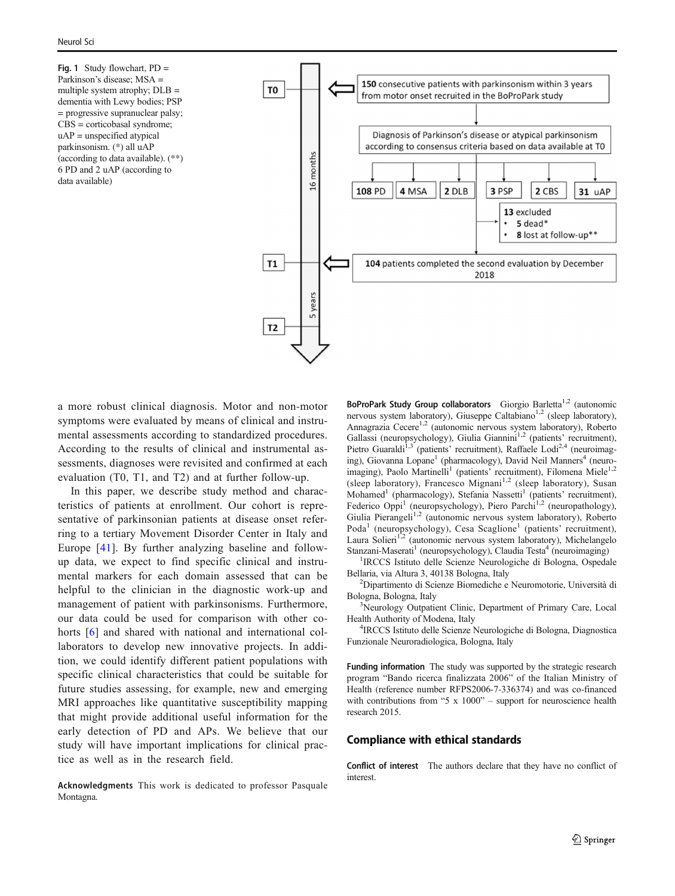Fig. 1 Study flowchart, PD = Parkinson's disease; MSA = multiple system atrophy; DLB = dementia with Lewy bodies; PSP = progressive supranuclear palsy; CBS = corticobasal syndrome; uAP = unspecified atypical parkinsonism. (*) all uAP (according to data available). (**) 6 PD and 2 uAP (according to data available)

a more robust clinical diagnosis. Motor and non-motor symptoms were evaluated by means of clinical and instrumental assessments according to standardized procedures. According to the results of clinical and instrumental assessments, diagnoses were revisited and confirmed at each evaluation (T0, T1, and T2) and at further follow-up.

In this paper, we describe study method and characteristics of patients at enrollment. Our cohort is representative of parkinsonian patients at disease onset referring to a tertiary Movement Disorder Center in Italy and Europe [41]. By further analyzing baseline and follow-up data, we expect to find specific clinical and instrumental markers for each domain assessed that can be helpful to the clinician in the diagnostic work-up and management of patient with parkinsonisms. Furthermore, our data could be used for comparison with other cohorts [6] and shared with national and international collaborators to develop new innovative projects. In addition, we could identify different patient populations with specific clinical characteristics that could be suitable for future studies assessing, for example, new and emerging MRI approaches like quantitative susceptibility mapping that might provide additional useful information for the early detection of PD and APs. We believe that our study will have important implications for clinical practice as well as in the research field.

**Acknowledgments** This work is dedicated to professor Pasquale Montagna.

**BoProPark Study Group collaborators** Giorgio Barletta[1,2] (autonomic nervous system laboratory), Giuseppe Caltabiano[1,2] (sleep laboratory), Annagrazia Cecere[1,2] (autonomic nervous system laboratory), Roberto Gallassi (neuropsychology), Giulia Giannini[1,2] (patients' recruitment), Pietro Guaraldi[1,3] (patients' recruitment), Raffaele Lodi[2,4] (neuroimaging), Giovanna Lopane[1] (pharmacology), David Neil Manners[4] (neuroimaging), Paolo Martinelli[1] (patients' recruitment), Filomena Miele[1,2] (sleep laboratory), Francesco Mignani[1,2] (sleep laboratory), Susan Mohamed[1] (pharmacology), Stefania Nassetti[1] (patients' recruitment), Federico Oppi[1] (neuropsychology), Piero Parchi[1,2] (neuropathology), Giulia Pierangeli[1,2] (autonomic nervous system laboratory), Roberto Poda[1] (neuropsychology), Cesa Scaglione[1] (patients' recruitment), Laura Solieri[1,2] (autonomic nervous system laboratory), Michelangelo Stanzani-Maserati[1] (neuropsychology), Claudia Testa[4] (neuroimaging)

[1]IRCCS Istituto delle Scienze Neurologiche di Bologna, Ospedale Bellaria, via Altura 3, 40138 Bologna, Italy

[2]Dipartimento di Scienze Biomediche e Neuromotorie, Università di Bologna, Bologna, Italy

[3]Neurology Outpatient Clinic, Department of Primary Care, Local Health Authority of Modena, Italy

[4]IRCCS Istituto delle Scienze Neurologiche di Bologna, Diagnostica Funzionale Neuroradiologica, Bologna, Italy

**Funding information** The study was supported by the strategic research program "Bando ricerca finalizzata 2006" of the Italian Ministry of Health (reference number RFPS2006-7-336374) and was co-financed with contributions from "5 x 1000" – support for neuroscience health research 2015.

## Compliance with ethical standards

**Conflict of interest** The authors declare that they have no conflict of interest.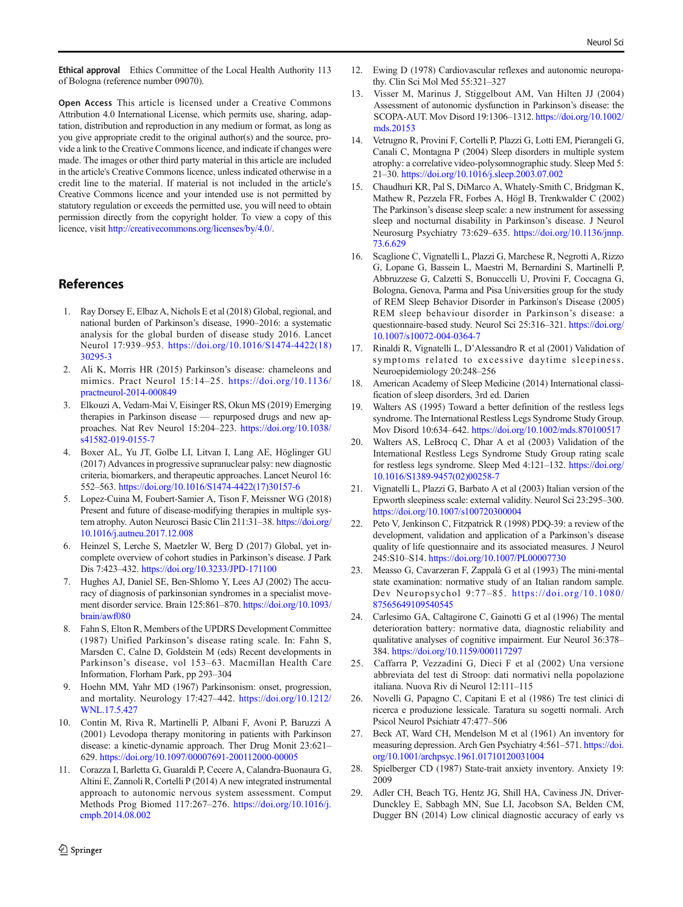**Ethical approval** Ethics Committee of the Local Health Authority 113 of Bologna (reference number 09070).

**Open Access** This article is licensed under a Creative Commons Attribution 4.0 International License, which permits use, sharing, adaptation, distribution and reproduction in any medium or format, as long as you give appropriate credit to the original author(s) and the source, provide a link to the Creative Commons licence, and indicate if changes were made. The images or other third party material in this article are included in the article's Creative Commons licence, unless indicated otherwise in a credit line to the material. If material is not included in the article's Creative Commons licence and your intended use is not permitted by statutory regulation or exceeds the permitted use, you will need to obtain permission directly from the copyright holder. To view a copy of this licence, visit http://creativecommons.org/licenses/by/4.0/.

## References

1. Ray Dorsey E, Elbaz A, Nichols E et al (2018) Global, regional, and national burden of Parkinson's disease, 1990–2016: a systematic analysis for the global burden of disease study 2016. Lancet Neurol 17:939–953. https://doi.org/10.1016/S1474-4422(18)30295-3
2. Ali K, Morris HR (2015) Parkinson's disease: chameleons and mimics. Pract Neurol 15:14–25. https://doi.org/10.1136/practneurol-2014-000849
3. Elkouzi A, Vedam-Mai V, Eisinger RS, Okun MS (2019) Emerging therapies in Parkinson disease — repurposed drugs and new approaches. Nat Rev Neurol 15:204–223. https://doi.org/10.1038/s41582-019-0155-7
4. Boxer AL, Yu JT, Golbe LI, Litvan I, Lang AE, Höglinger GU (2017) Advances in progressive supranuclear palsy: new diagnostic criteria, biomarkers, and therapeutic approaches. Lancet Neurol 16:552–563. https://doi.org/10.1016/S1474-4422(17)30157-6
5. Lopez-Cuina M, Foubert-Samier A, Tison F, Meissner WG (2018) Present and future of disease-modifying therapies in multiple system atrophy. Auton Neurosci Basic Clin 211:31–38. https://doi.org/10.1016/j.autneu.2017.12.008
6. Heinzel S, Lerche S, Maetzler W, Berg D (2017) Global, yet incomplete overview of cohort studies in Parkinson's disease. J Park Dis 7:423–432. https://doi.org/10.3233/JPD-171100
7. Hughes AJ, Daniel SE, Ben-Shlomo Y, Lees AJ (2002) The accuracy of diagnosis of parkinsonian syndromes in a specialist movement disorder service. Brain 125:861–870. https://doi.org/10.1093/brain/awf080
8. Fahn S, Elton R, Members of the UPDRS Development Committee (1987) Unified Parkinson's disease rating scale. In: Fahn S, Marsden C, Calne D, Goldstein M (eds) Recent developments in Parkinson's disease, vol 153–63. Macmillan Health Care Information, Florham Park, pp 293–304
9. Hoehn MM, Yahr MD (1967) Parkinsonism: onset, progression, and mortality. Neurology 17:427–442. https://doi.org/10.1212/WNL.17.5.427
10. Contin M, Riva R, Martinelli P, Albani F, Avoni P, Baruzzi A (2001) Levodopa therapy monitoring in patients with Parkinson disease: a kinetic-dynamic approach. Ther Drug Monit 23:621–629. https://doi.org/10.1097/00007691-200112000-00005
11. Corazza I, Barletta G, Guaraldi P, Cecere A, Calandra-Buonaura G, Altini E, Zannoli R, Cortelli P (2014) A new integrated instrumental approach to autonomic nervous system assessment. Comput Methods Prog Biomed 117:267–276. https://doi.org/10.1016/j.cmpb.2014.08.002
12. Ewing D (1978) Cardiovascular reflexes and autonomic neuropathy. Clin Sci Mol Med 55:321–327
13. Visser M, Marinus J, Stiggelbout AM, Van Hilten JJ (2004) Assessment of autonomic dysfunction in Parkinson's disease: the SCOPA-AUT. Mov Disord 19:1306–1312. https://doi.org/10.1002/mds.20153
14. Vetrugno R, Provini F, Cortelli P, Plazzi G, Lotti EM, Pierangeli G, Canali C, Montagna P (2004) Sleep disorders in multiple system atrophy: a correlative video-polysomnographic study. Sleep Med 5:21–30. https://doi.org/10.1016/j.sleep.2003.07.002
15. Chaudhuri KR, Pal S, DiMarco A, Whately-Smith C, Bridgman K, Mathew R, Pezzela FR, Forbes A, Högl B, Trenkwalder C (2002) The Parkinson's disease sleep scale: a new instrument for assessing sleep and nocturnal disability in Parkinson's disease. J Neurol Neurosurg Psychiatry 73:629–635. https://doi.org/10.1136/jnnp.73.6.629
16. Scaglione C, Vignatelli L, Plazzi G, Marchese R, Negrotti A, Rizzo G, Lopane G, Bassein L, Maestri M, Bernardini S, Martinelli P, Abbruzzese G, Calzetti S, Bonuccelli U, Provini F, Coccagna G, Bologna, Genova, Parma and Pisa Universities group for the study of REM Sleep Behavior Disorder in Parkinson's Disease (2005) REM sleep behaviour disorder in Parkinson's disease: a questionnaire-based study. Neurol Sci 25:316–321. https://doi.org/10.1007/s10072-004-0364-7
17. Rinaldi R, Vignatelli L, D'Alessandro R et al (2001) Validation of symptoms related to excessive daytime sleepiness. Neuroepidemiology 20:248–256
18. American Academy of Sleep Medicine (2014) International classification of sleep disorders, 3rd ed. Darien
19. Walters AS (1995) Toward a better definition of the restless legs syndrome. The International Restless Legs Syndrome Study Group. Mov Disord 10:634–642. https://doi.org/10.1002/mds.870100517
20. Walters AS, LeBrocq C, Dhar A et al (2003) Validation of the International Restless Legs Syndrome Study Group rating scale for restless legs syndrome. Sleep Med 4:121–132. https://doi.org/10.1016/S1389-9457(02)00258-7
21. Vignatelli L, Plazzi G, Barbato A et al (2003) Italian version of the Epworth sleepiness scale: external validity. Neurol Sci 23:295–300. https://doi.org/10.1007/s100720300004
22. Peto V, Jenkinson C, Fitzpatrick R (1998) PDQ-39: a review of the development, validation and application of a Parkinson's disease quality of life questionnaire and its associated measures. J Neurol 245:S10–S14. https://doi.org/10.1007/PL00007730
23. Measso G, Cavarzeran F, Zappalà G et al (1993) The mini-mental state examination: normative study of an Italian random sample. Dev Neuropsychol 9:77–85. https://doi.org/10.1080/87565649109540545
24. Carlesimo GA, Caltagirone C, Gainotti G et al (1996) The mental deterioration battery: normative data, diagnostic reliability and qualitative analyses of cognitive impairment. Eur Neurol 36:378–384. https://doi.org/10.1159/000117297
25. Caffarra P, Vezzadini G, Dieci F et al (2002) Una versione abbreviata del test di Stroop: dati normativi nella popolazione italiana. Nuova Riv di Neurol 12:111–115
26. Novelli G, Papagno C, Capitani E et al (1986) Tre test clinici di ricerca e produzione lessicale. Taratura su sogetti normali. Arch Psicol Neurol Psichiatr 47:477–506
27. Beck AT, Ward CH, Mendelson M et al (1961) An inventory for measuring depression. Arch Gen Psychiatry 4:561–571. https://doi.org/10.1001/archpsyc.1961.01710120031004
28. Spielberger CD (1987) State-trait anxiety inventory. Anxiety 19:2009
29. Adler CH, Beach TG, Hentz JG, Shill HA, Caviness JN, Driver-Dunckley E, Sabbagh MN, Sue LI, Jacobson SA, Belden CM, Dugger BN (2014) Low clinical diagnostic accuracy of early vs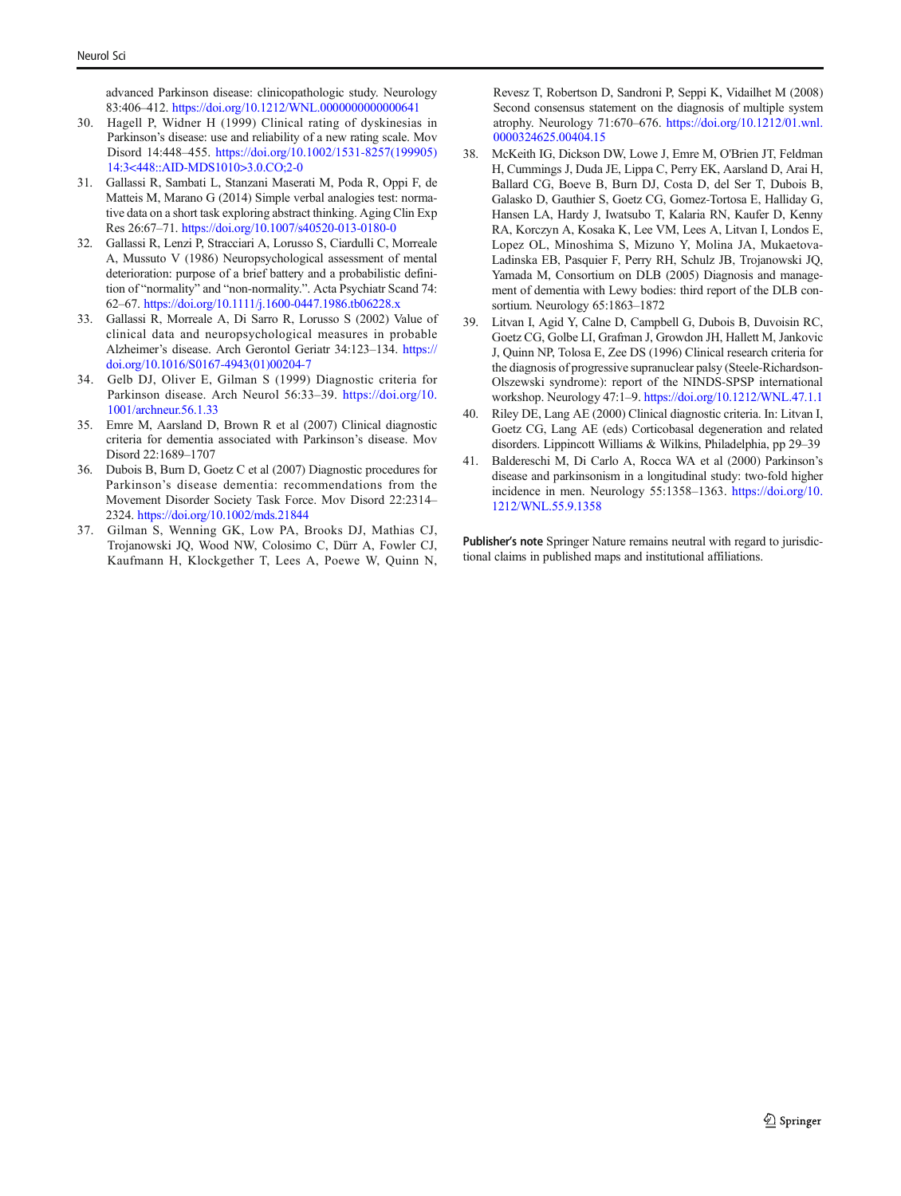advanced Parkinson disease: clinicopathologic study. Neurology 83:406–412. https://doi.org/10.1212/WNL.0000000000000641

30. Hagell P, Widner H (1999) Clinical rating of dyskinesias in Parkinson's disease: use and reliability of a new rating scale. Mov Disord 14:448–455. https://doi.org/10.1002/1531-8257(199905)14:3<448::AID-MDS1010>3.0.CO;2-0
31. Gallassi R, Sambati L, Stanzani Maserati M, Poda R, Oppi F, de Matteis M, Marano G (2014) Simple verbal analogies test: normative data on a short task exploring abstract thinking. Aging Clin Exp Res 26:67–71. https://doi.org/10.1007/s40520-013-0180-0
32. Gallassi R, Lenzi P, Stracciari A, Lorusso S, Ciardulli C, Morreale A, Mussuto V (1986) Neuropsychological assessment of mental deterioration: purpose of a brief battery and a probabilistic definition of "normality" and "non-normality.". Acta Psychiatr Scand 74:62–67. https://doi.org/10.1111/j.1600-0447.1986.tb06228.x
33. Gallassi R, Morreale A, Di Sarro R, Lorusso S (2002) Value of clinical data and neuropsychological measures in probable Alzheimer's disease. Arch Gerontol Geriatr 34:123–134. https://doi.org/10.1016/S0167-4943(01)00204-7
34. Gelb DJ, Oliver E, Gilman S (1999) Diagnostic criteria for Parkinson disease. Arch Neurol 56:33–39. https://doi.org/10.1001/archneur.56.1.33
35. Emre M, Aarsland D, Brown R et al (2007) Clinical diagnostic criteria for dementia associated with Parkinson's disease. Mov Disord 22:1689–1707
36. Dubois B, Burn D, Goetz C et al (2007) Diagnostic procedures for Parkinson's disease dementia: recommendations from the Movement Disorder Society Task Force. Mov Disord 22:2314–2324. https://doi.org/10.1002/mds.21844
37. Gilman S, Wenning GK, Low PA, Brooks DJ, Mathias CJ, Trojanowski JQ, Wood NW, Colosimo C, Dürr A, Fowler CJ, Kaufmann H, Klockgether T, Lees A, Poewe W, Quinn N, Revesz T, Robertson D, Sandroni P, Seppi K, Vidailhet M (2008) Second consensus statement on the diagnosis of multiple system atrophy. Neurology 71:670–676. https://doi.org/10.1212/01.wnl.0000324625.00404.15
38. McKeith IG, Dickson DW, Lowe J, Emre M, O'Brien JT, Feldman H, Cummings J, Duda JE, Lippa C, Perry EK, Aarsland D, Arai H, Ballard CG, Boeve B, Burn DJ, Costa D, del Ser T, Dubois B, Galasko D, Gauthier S, Goetz CG, Gomez-Tortosa E, Halliday G, Hansen LA, Hardy J, Iwatsubo T, Kalaria RN, Kaufer D, Kenny RA, Korczyn A, Kosaka K, Lee VM, Lees A, Litvan I, Londos E, Lopez OL, Minoshima S, Mizuno Y, Molina JA, Mukaetova-Ladinska EB, Pasquier F, Perry RH, Schulz JB, Trojanowski JQ, Yamada M, Consortium on DLB (2005) Diagnosis and management of dementia with Lewy bodies: third report of the DLB consortium. Neurology 65:1863–1872
39. Litvan I, Agid Y, Calne D, Campbell G, Dubois B, Duvoisin RC, Goetz CG, Golbe LI, Grafman J, Growdon JH, Hallett M, Jankovic J, Quinn NP, Tolosa E, Zee DS (1996) Clinical research criteria for the diagnosis of progressive supranuclear palsy (Steele-Richardson-Olszewski syndrome): report of the NINDS-SPSP international workshop. Neurology 47:1–9. https://doi.org/10.1212/WNL.47.1.1
40. Riley DE, Lang AE (2000) Clinical diagnostic criteria. In: Litvan I, Goetz CG, Lang AE (eds) Corticobasal degeneration and related disorders. Lippincott Williams & Wilkins, Philadelphia, pp 29–39
41. Baldereschi M, Di Carlo A, Rocca WA et al (2000) Parkinson's disease and parkinsonism in a longitudinal study: two-fold higher incidence in men. Neurology 55:1358–1363. https://doi.org/10.1212/WNL.55.9.1358

**Publisher's note** Springer Nature remains neutral with regard to jurisdictional claims in published maps and institutional affiliations.